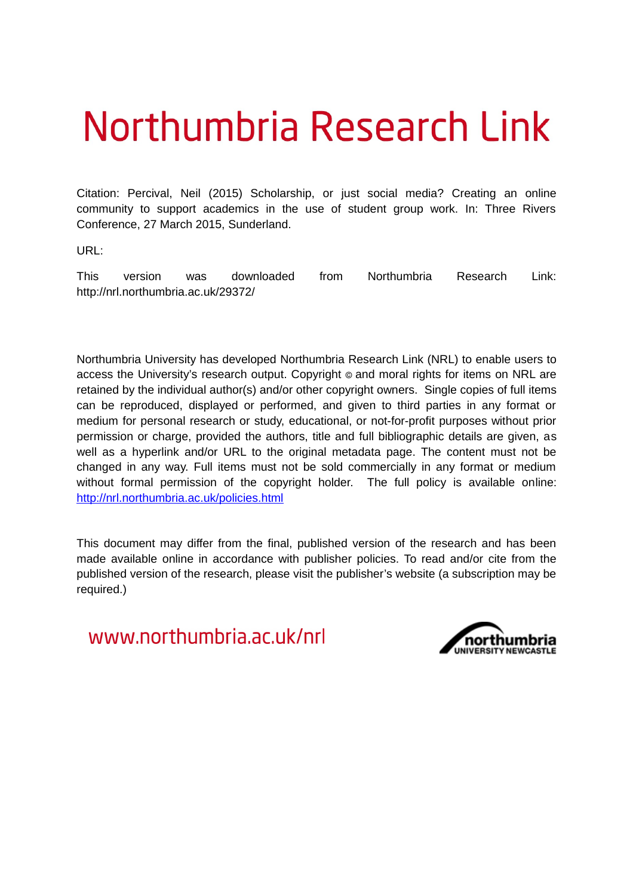# Northumbria Research Link

Citation: Percival, Neil (2015) Scholarship, or just social media? Creating an online community to support academics in the use of student group work. In: Three Rivers Conference, 27 March 2015, Sunderland.

URL:

This version was downloaded from Northumbria Research Link: http://nrl.northumbria.ac.uk/29372/

Northumbria University has developed Northumbria Research Link (NRL) to enable users to access the University's research output. Copyright © and moral rights for items on NRL are retained by the individual author(s) and/or other copyright owners. Single copies of full items can be reproduced, displayed or performed, and given to third parties in any format or medium for personal research or study, educational, or not-for-profit purposes without prior permission or charge, provided the authors, title and full bibliographic details are given, as well as a hyperlink and/or URL to the original metadata page. The content must not be changed in any way. Full items must not be sold commercially in any format or medium without formal permission of the copyright holder. The full policy is available online: http://nrl.northumbria.ac.uk/policies.html

This document may differ from the final, published version of the research and has been made available online in accordance with publisher policies. To read and/or cite from the published version of the research, please visit the publisher's website (a subscription may be required.)

www.northumbria.ac.uk/nrl

northumbria UNIVERSITY NEWCASTLE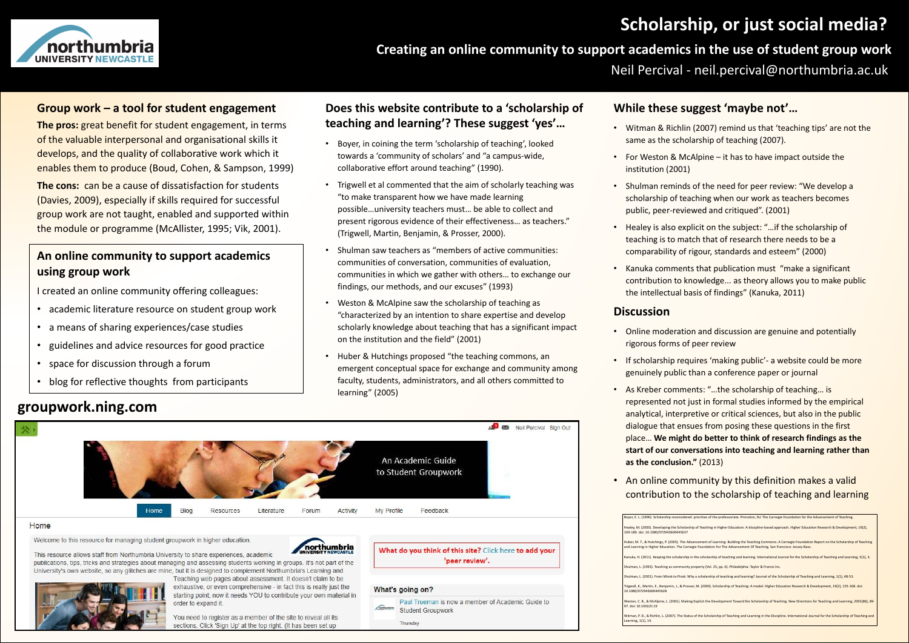# Scholarship, or just social media?

## Creating an online community to support academics in the use of student group work

Neil Percival - neil.percival@northumbria.ac.uk

### Group work – a tool for student engagement

**The pros:** great benefit for student engagement, in terms of the valuable interpersonal and organisational skills it develops, and the quality of collaborative work which it enables them to produce (Boud, Cohen, & Sampson, 1999)

**The cons:** can be a cause of dissatisfaction for students (Davies, 2009), especially if skills required for successful group work are not taught, enabled and supported within the module or programme (McAllister, 1995; Vik, 2001).

### An online community to support academics using group work

I created an online community offering colleagues:

- academic literature resource on student group work
- a means of sharing experiences/case studies
- guidelines and advice resources for good practice
- space for discussion through a forum
- blog for reflective thoughts from participants

### groupwork.ning.com

Neil Percival Sign Out

An Academic Guide to Student Groupwork

Home | Blog | Resources | Literature | Forum | Activity | My Profile | Feedback

Home

Welcome to this resource for managing student groupwork in higher education.

This resource allows staff from Northumbria University to share experiences, academic publications, tips, tricks and strategies about managing and assessing students working in groups. It's not part of the University's own website, so any glitches are mine, but it is designed to complement Northumbria's Learning and Teaching web pages about assessment. It doesn't claim to be exhaustive, or even comprehensive - in fact this is really just the starting point; now it needs YOU to contribute your own material in order to expand it.

You need to register as a member of the site to reveal all its sections. Click 'Sign Up' at the top right. (It has been set up

What do you think of this site? Click here to add your 'peer review'.

What's going on?

Paul Trueman is now a member of Academic Guide to Student Groupwork

Thursday

### Does this website contribute to a 'scholarship of teaching and learning'? These suggest 'yes'…

- Boyer, in coining the term 'scholarship of teaching', looked towards a 'community of scholars' and "a campus-wide, collaborative effort around teaching" (1990).
- Trigwell et al commented that the aim of scholarly teaching was "to make transparent how we have made learning possible…university teachers must… be able to collect and present rigorous evidence of their effectiveness… as teachers." (Trigwell, Martin, Benjamin, & Prosser, 2000).
- Shulman saw teachers as "members of active communities: communities of conversation, communities of evaluation, communities in which we gather with others… to exchange our findings, our methods, and our excuses" (1993)
- Weston & McAlpine saw the scholarship of teaching as "characterized by an intention to share expertise and develop scholarly knowledge about teaching that has a significant impact on the institution and the field" (2001)
- Huber & Hutchings proposed "the teaching commons, an emergent conceptual space for exchange and community among faculty, students, administrators, and all others committed to learning" (2005)

### While these suggest 'maybe not'…

- Witman & Richlin (2007) remind us that 'teaching tips' are not the same as the scholarship of teaching (2007).
- For Weston & McAlpine – it has to have impact outside the institution (2001)
- Shulman reminds of the need for peer review: "We develop a scholarship of teaching when our work as teachers becomes public, peer-reviewed and critiqued". (2001)
- Healey is also explicit on the subject: "…if the scholarship of teaching is to match that of research there needs to be a comparability of rigour, standards and esteem" (2000)
- Kanuka comments that publication must "make a significant contribution to knowledge... as theory allows you to make public the intellectual basis of findings" (Kanuka, 2011)

### Discussion

- Online moderation and discussion are genuine and potentially rigorous forms of peer review
- If scholarship requires 'making public'- a website could be more genuinely public than a conference paper or journal
- As Kreber comments: "…the scholarship of teaching… is represented not just in formal studies informed by the empirical analytical, interpretive or critical sciences, but also in the public dialogue that ensues from posing these questions in the first place… **We might do better to think of research findings as the start of our conversations into teaching and learning rather than as the conclusion."** (2013)
- An online community by this definition makes a valid contribution to the scholarship of teaching and learning

Boyer, E. L. (1990). Scholarship reconsidered: priorities of the professoriate. Princeton, NJ: The Carnegie Foundation for the Advancement of Teaching.

Healey, M. (2000). Developing the Scholarship of Teaching in Higher Education: A discipline-based approach. Higher Education Research & Development, 19(2), 169-189. doi: 10.1080/072943600445637

Huber, M. T., & Hutchings, P. (2005). The Advancement of Learning. Building the Teaching Commons. A Carnegie Foundation Report on the Scholarship of Teaching and Learning in Higher Education. The Carnegie Foundation For The Advancement Of Teaching. San Francisco: Jossey-Bass.

Kanuka, H. (2011). Keeping the scholarship in the scholarship of teaching and learning. International Journal for the Scholarship of Teaching and Learning, 5(1), 3.

Shulman, L. (1993). Teaching as community property (Vol. 25, pp. 6). Philadelphia: Taylor & Francis Inc.

Shulman, L. (2001). From Minsk to Pinsk: Why a scholarship of teaching and learning? Journal of the Scholarship of Teaching and Learning, 1(1), 48-53.

Trigwell, K., Martin, E., Benjamin, J., & Prosser, M. (2000). Scholarship of Teaching: A model. Higher Education Research & Development, 19(2), 155-168. doi: 10.1080/072943600445628

Weston, C. B., & McAlpine, L. (2001). Making Explicit the Development Toward the Scholarship of Teaching. New Directions for Teaching and Learning, 2001(86), 89-97. doi: 10.1002/tl.19

Witman, P. D., & Richlin, L. (2007). The Status of the Scholarship of Teaching and Learning in the Discipline. International Journal for the Scholarship of Teaching and Learning, 1(1), 14.